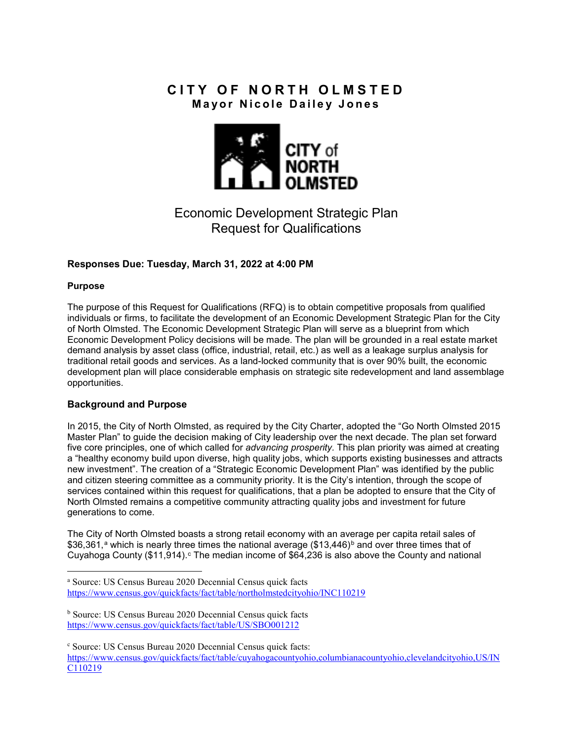# CITY OF NORTH OLMSTED

**Mayor Nicole Dailey Jones**

CITY of NORTH OLMSTED

## Economic Development Strategic Plan
## Request for Qualifications

**Responses Due: Tuesday, March 31, 2022 at 4:00 PM**

**Purpose**

The purpose of this Request for Qualifications (RFQ) is to obtain competitive proposals from qualified individuals or firms, to facilitate the development of an Economic Development Strategic Plan for the City of North Olmsted. The Economic Development Strategic Plan will serve as a blueprint from which Economic Development Policy decisions will be made. The plan will be grounded in a real estate market demand analysis by asset class (office, industrial, retail, etc.) as well as a leakage surplus analysis for traditional retail goods and services. As a land-locked community that is over 90% built, the economic development plan will place considerable emphasis on strategic site redevelopment and land assemblage opportunities.

**Background and Purpose**

In 2015, the City of North Olmsted, as required by the City Charter, adopted the "Go North Olmsted 2015 Master Plan" to guide the decision making of City leadership over the next decade. The plan set forward five core principles, one of which called for *advancing prosperity.* This plan priority was aimed at creating a "healthy economy build upon diverse, high quality jobs, which supports existing businesses and attracts new investment". The creation of a "Strategic Economic Development Plan" was identified by the public and citizen steering committee as a community priority. It is the City's intention, through the scope of services contained within this request for qualifications, that a plan be adopted to ensure that the City of North Olmsted remains a competitive community attracting quality jobs and investment for future generations to come.

The City of North Olmsted boasts a strong retail economy with an average per capita retail sales of $36,361,[a] which is nearly three times the national average ($13,446)[b] and over three times that of Cuyahoga County ($11,914).[c] The median income of $64,236 is also above the County and national

---

[a] Source: US Census Bureau 2020 Decennial Census quick facts https://www.census.gov/quickfacts/fact/table/northolmstedcityohio/INC110219

[b] Source: US Census Bureau 2020 Decennial Census quick facts https://www.census.gov/quickfacts/fact/table/US/SBO001212

[c] Source: US Census Bureau 2020 Decennial Census quick facts: https://www.census.gov/quickfacts/fact/table/cuyahogacountyohio,columbianacountyohio,clevelandcityohio,US/INC110219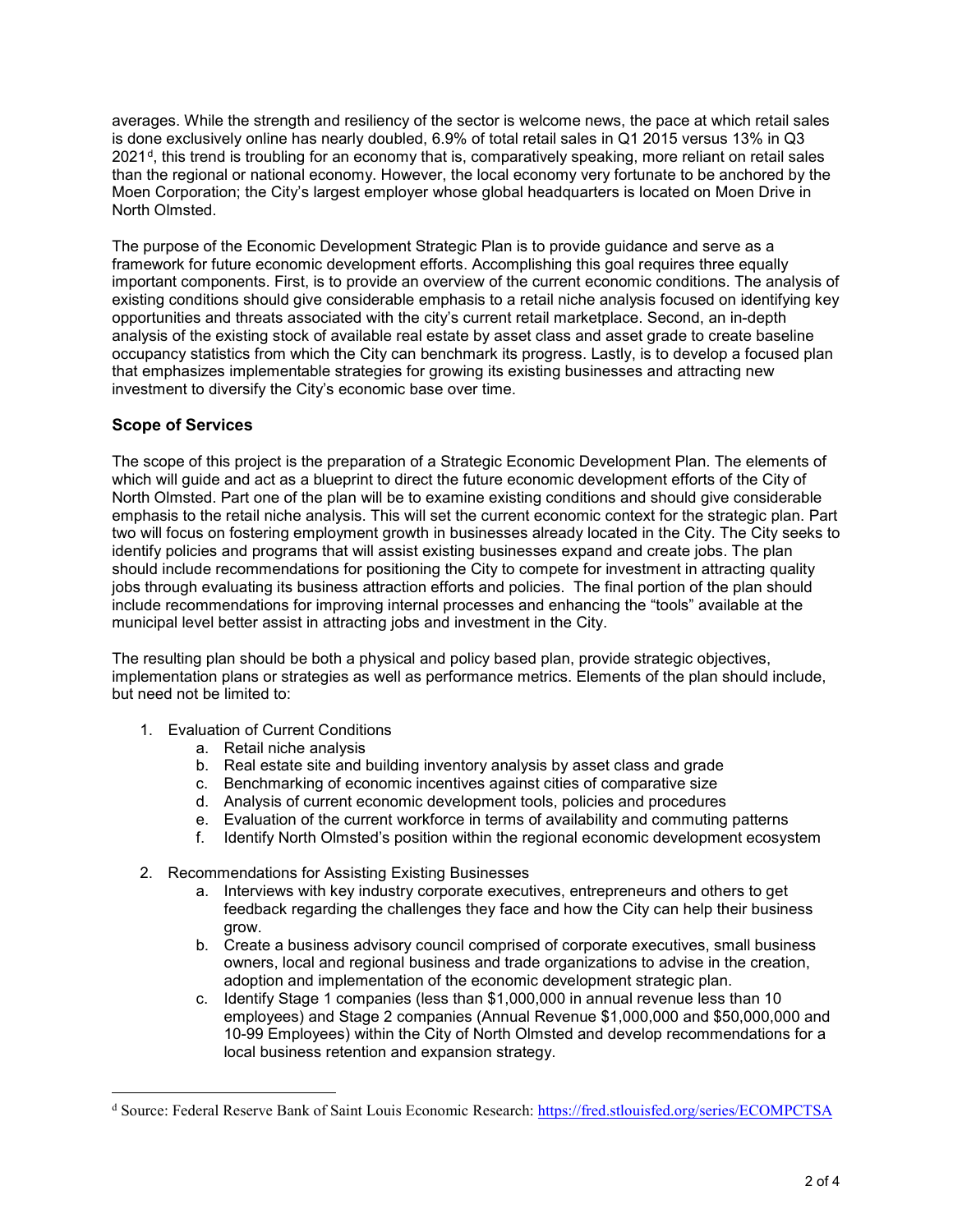averages. While the strength and resiliency of the sector is welcome news, the pace at which retail sales is done exclusively online has nearly doubled, 6.9% of total retail sales in Q1 2015 versus 13% in Q3 2021[d], this trend is troubling for an economy that is, comparatively speaking, more reliant on retail sales than the regional or national economy. However, the local economy very fortunate to be anchored by the Moen Corporation; the City's largest employer whose global headquarters is located on Moen Drive in North Olmsted.

The purpose of the Economic Development Strategic Plan is to provide guidance and serve as a framework for future economic development efforts. Accomplishing this goal requires three equally important components. First, is to provide an overview of the current economic conditions. The analysis of existing conditions should give considerable emphasis to a retail niche analysis focused on identifying key opportunities and threats associated with the city's current retail marketplace. Second, an in-depth analysis of the existing stock of available real estate by asset class and asset grade to create baseline occupancy statistics from which the City can benchmark its progress. Lastly, is to develop a focused plan that emphasizes implementable strategies for growing its existing businesses and attracting new investment to diversify the City's economic base over time.

## Scope of Services

The scope of this project is the preparation of a Strategic Economic Development Plan. The elements of which will guide and act as a blueprint to direct the future economic development efforts of the City of North Olmsted. Part one of the plan will be to examine existing conditions and should give considerable emphasis to the retail niche analysis. This will set the current economic context for the strategic plan. Part two will focus on fostering employment growth in businesses already located in the City. The City seeks to identify policies and programs that will assist existing businesses expand and create jobs. The plan should include recommendations for positioning the City to compete for investment in attracting quality jobs through evaluating its business attraction efforts and policies. The final portion of the plan should include recommendations for improving internal processes and enhancing the "tools" available at the municipal level better assist in attracting jobs and investment in the City.

The resulting plan should be both a physical and policy based plan, provide strategic objectives, implementation plans or strategies as well as performance metrics. Elements of the plan should include, but need not be limited to:

1. Evaluation of Current Conditions
   a. Retail niche analysis
   b. Real estate site and building inventory analysis by asset class and grade
   c. Benchmarking of economic incentives against cities of comparative size
   d. Analysis of current economic development tools, policies and procedures
   e. Evaluation of the current workforce in terms of availability and commuting patterns
   f. Identify North Olmsted's position within the regional economic development ecosystem

2. Recommendations for Assisting Existing Businesses
   a. Interviews with key industry corporate executives, entrepreneurs and others to get feedback regarding the challenges they face and how the City can help their business grow.
   b. Create a business advisory council comprised of corporate executives, small business owners, local and regional business and trade organizations to advise in the creation, adoption and implementation of the economic development strategic plan.
   c. Identify Stage 1 companies (less than $1,000,000 in annual revenue less than 10 employees) and Stage 2 companies (Annual Revenue $1,000,000 and $50,000,000 and 10-99 Employees) within the City of North Olmsted and develop recommendations for a local business retention and expansion strategy.

---

[d] Source: Federal Reserve Bank of Saint Louis Economic Research: https://fred.stlouisfed.org/series/ECOMPCTSA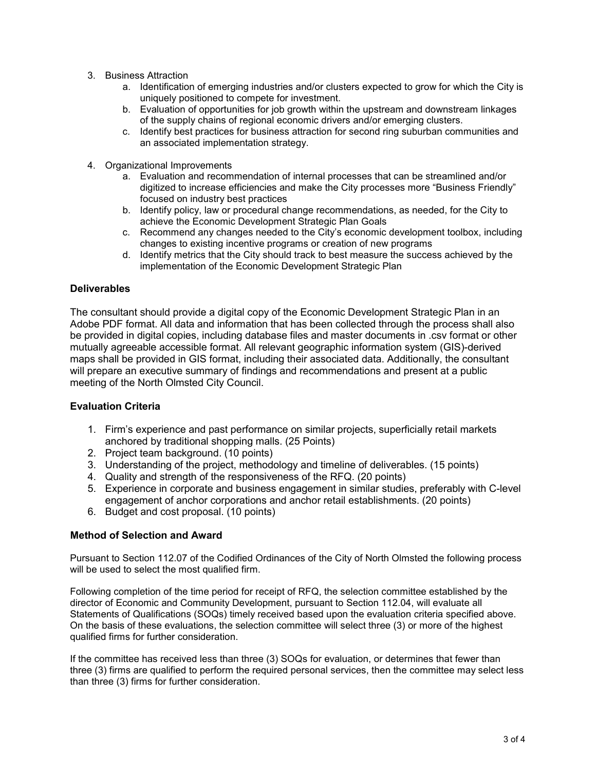3. Business Attraction
    a. Identification of emerging industries and/or clusters expected to grow for which the City is uniquely positioned to compete for investment.
    b. Evaluation of opportunities for job growth within the upstream and downstream linkages of the supply chains of regional economic drivers and/or emerging clusters.
    c. Identify best practices for business attraction for second ring suburban communities and an associated implementation strategy.

4. Organizational Improvements
    a. Evaluation and recommendation of internal processes that can be streamlined and/or digitized to increase efficiencies and make the City processes more "Business Friendly" focused on industry best practices
    b. Identify policy, law or procedural change recommendations, as needed, for the City to achieve the Economic Development Strategic Plan Goals
    c. Recommend any changes needed to the City's economic development toolbox, including changes to existing incentive programs or creation of new programs
    d. Identify metrics that the City should track to best measure the success achieved by the implementation of the Economic Development Strategic Plan

### Deliverables

The consultant should provide a digital copy of the Economic Development Strategic Plan in an Adobe PDF format. All data and information that has been collected through the process shall also be provided in digital copies, including database files and master documents in .csv format or other mutually agreeable accessible format. All relevant geographic information system (GIS)-derived maps shall be provided in GIS format, including their associated data. Additionally, the consultant will prepare an executive summary of findings and recommendations and present at a public meeting of the North Olmsted City Council.

### Evaluation Criteria

1. Firm's experience and past performance on similar projects, superficially retail markets anchored by traditional shopping malls. (25 Points)
2. Project team background. (10 points)
3. Understanding of the project, methodology and timeline of deliverables. (15 points)
4. Quality and strength of the responsiveness of the RFQ. (20 points)
5. Experience in corporate and business engagement in similar studies, preferably with C-level engagement of anchor corporations and anchor retail establishments. (20 points)
6. Budget and cost proposal. (10 points)

### Method of Selection and Award

Pursuant to Section 112.07 of the Codified Ordinances of the City of North Olmsted the following process will be used to select the most qualified firm.

Following completion of the time period for receipt of RFQ, the selection committee established by the director of Economic and Community Development, pursuant to Section 112.04, will evaluate all Statements of Qualifications (SOQs) timely received based upon the evaluation criteria specified above. On the basis of these evaluations, the selection committee will select three (3) or more of the highest qualified firms for further consideration.

If the committee has received less than three (3) SOQs for evaluation, or determines that fewer than three (3) firms are qualified to perform the required personal services, then the committee may select less than three (3) firms for further consideration.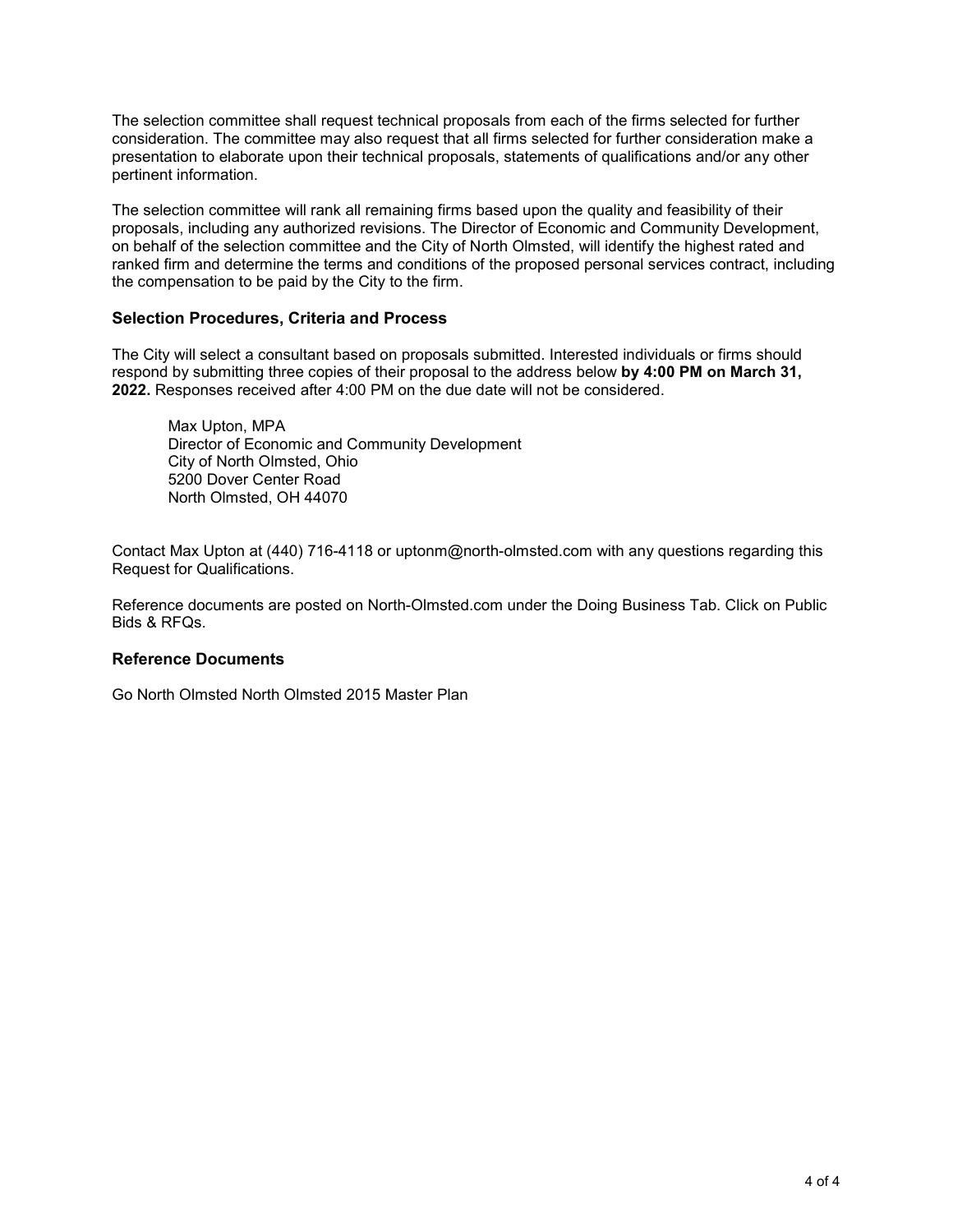The selection committee shall request technical proposals from each of the firms selected for further consideration. The committee may also request that all firms selected for further consideration make a presentation to elaborate upon their technical proposals, statements of qualifications and/or any other pertinent information.

The selection committee will rank all remaining firms based upon the quality and feasibility of their proposals, including any authorized revisions. The Director of Economic and Community Development, on behalf of the selection committee and the City of North Olmsted, will identify the highest rated and ranked firm and determine the terms and conditions of the proposed personal services contract, including the compensation to be paid by the City to the firm.

### Selection Procedures, Criteria and Process

The City will select a consultant based on proposals submitted. Interested individuals or firms should respond by submitting three copies of their proposal to the address below **by 4:00 PM on March 31, 2022.** Responses received after 4:00 PM on the due date will not be considered.

> Max Upton, MPA
> Director of Economic and Community Development
> City of North Olmsted, Ohio
> 5200 Dover Center Road
> North Olmsted, OH 44070

Contact Max Upton at (440) 716-4118 or uptonm@north-olmsted.com with any questions regarding this Request for Qualifications.

Reference documents are posted on North-Olmsted.com under the Doing Business Tab. Click on Public Bids & RFQs.

### Reference Documents

Go North Olmsted North Olmsted 2015 Master Plan